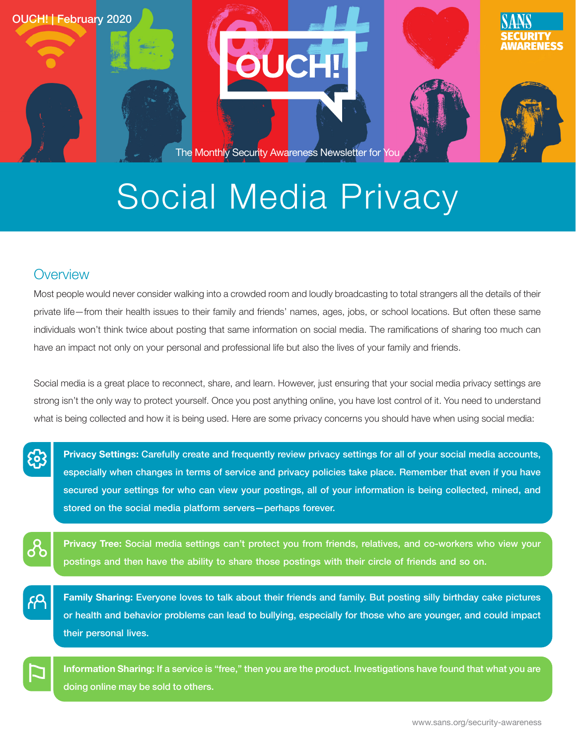OUCH! | February 2020

The Monthly Security Awareness Newsletter for You

# Social Media Privacy

## Overview

Most people would never consider walking into a crowded room and loudly broadcasting to total strangers all the details of their private life—from their health issues to their family and friends' names, ages, jobs, or school locations. But often these same individuals won't think twice about posting that same information on social media. The ramifications of sharing too much can have an impact not only on your personal and professional life but also the lives of your family and friends.

Social media is a great place to reconnect, share, and learn. However, just ensuring that your social media privacy settings are strong isn't the only way to protect yourself. Once you post anything online, you have lost control of it. You need to understand what is being collected and how it is being used. Here are some privacy concerns you should have when using social media:

**Privacy Settings: Carefully create and frequently review privacy settings for all of your social media accounts, especially when changes in terms of service and privacy policies take place. Remember that even if you have secured your settings for who can view your postings, all of your information is being collected, mined, and stored on the social media platform servers—perhaps forever.**

**Privacy Tree: Social media settings can't protect you from friends, relatives, and co-workers who view your postings and then have the ability to share those postings with their circle of friends and so on.**

**Family Sharing: Everyone loves to talk about their friends and family. But posting silly birthday cake pictures or health and behavior problems can lead to bullying, especially for those who are younger, and could impact their personal lives.**

**Information Sharing: If a service is "free," then you are the product. Investigations have found that what you are doing online may be sold to others.**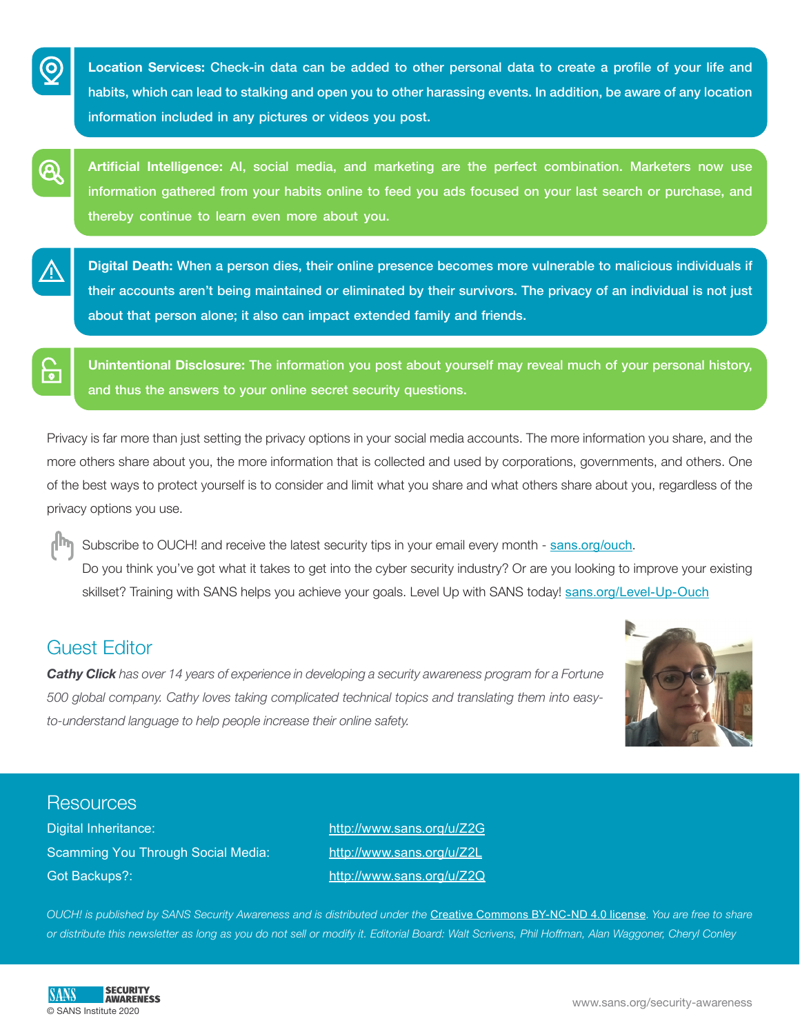**Location Services:** Check-in data can be added to other personal data to create a profile of your life and habits, which can lead to stalking and open you to other harassing events. In addition, be aware of any location information included in any pictures or videos you post.

**Artificial Intelligence:** AI, social media, and marketing are the perfect combination. Marketers now use information gathered from your habits online to feed you ads focused on your last search or purchase, and thereby continue to learn even more about you.

**Digital Death:** When a person dies, their online presence becomes more vulnerable to malicious individuals if their accounts aren't being maintained or eliminated by their survivors. The privacy of an individual is not just about that person alone; it also can impact extended family and friends.

**Unintentional Disclosure:** The information you post about yourself may reveal much of your personal history, and thus the answers to your online secret security questions.

Privacy is far more than just setting the privacy options in your social media accounts. The more information you share, and the more others share about you, the more information that is collected and used by corporations, governments, and others. One of the best ways to protect yourself is to consider and limit what you share and what others share about you, regardless of the privacy options you use.

Subscribe to OUCH! and receive the latest security tips in your email every month - sans.org/ouch.
Do you think you've got what it takes to get into the cyber security industry? Or are you looking to improve your existing skillset? Training with SANS helps you achieve your goals. Level Up with SANS today! sans.org/Level-Up-Ouch

## Guest Editor

***Cathy Click*** *has over 14 years of experience in developing a security awareness program for a Fortune 500 global company. Cathy loves taking complicated technical topics and translating them into easy-to-understand language to help people increase their online safety.*

## Resources

| | |
|---|---|
| Digital Inheritance: | http://www.sans.org/u/Z2G |
| Scamming You Through Social Media: | http://www.sans.org/u/Z2L |
| Got Backups?: | http://www.sans.org/u/Z2Q |

*OUCH! is published by SANS Security Awareness and is distributed under the* Creative Commons BY-NC-ND 4.0 license*. You are free to share or distribute this newsletter as long as you do not sell or modify it. Editorial Board: Walt Scrivens, Phil Hoffman, Alan Waggoner, Cheryl Conley*

SANS SECURITY AWARENESS
© SANS Institute 2020

www.sans.org/security-awareness